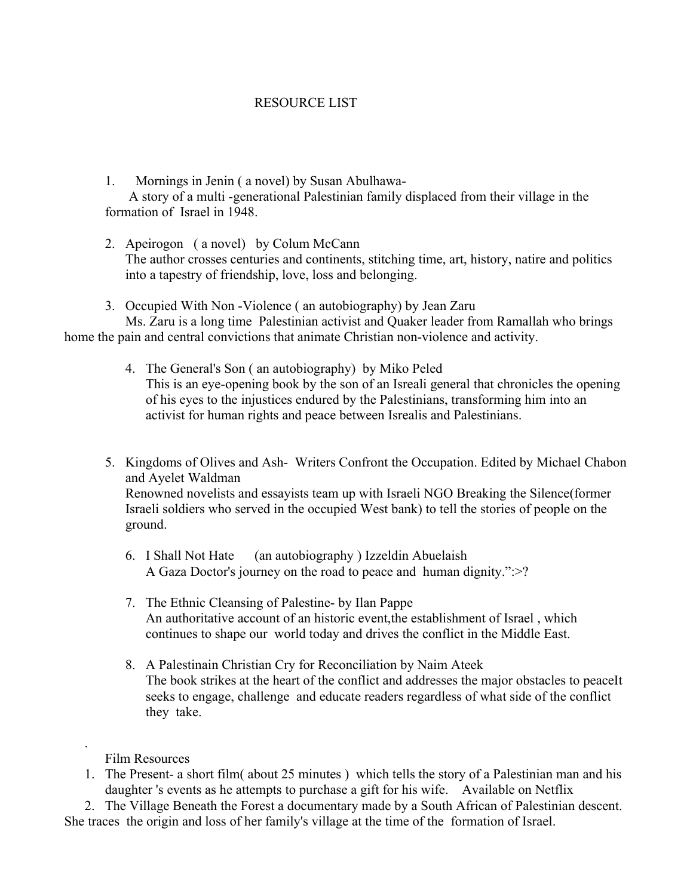# RESOURCE LIST

1. Mornings in Jenin ( a novel) by Susan Abulhawa-
   A story of a multi -generational Palestinian family displaced from their village in the formation of Israel in 1948.

2. Apeirogon ( a novel) by Colum McCann
   The author crosses centuries and continents, stitching time, art, history, natire and politics into a tapestry of friendship, love, loss and belonging.

3. Occupied With Non -Violence ( an autobiography) by Jean Zaru
   Ms. Zaru is a long time Palestinian activist and Quaker leader from Ramallah who brings home the pain and central convictions that animate Christian non-violence and activity.

4. The General's Son ( an autobiography) by Miko Peled
   This is an eye-opening book by the son of an Isreali general that chronicles the opening of his eyes to the injustices endured by the Palestinians, transforming him into an activist for human rights and peace between Isrealis and Palestinians.

5. Kingdoms of Olives and Ash- Writers Confront the Occupation. Edited by Michael Chabon and Ayelet Waldman
   Renowned novelists and essayists team up with Israeli NGO Breaking the Silence(former Israeli soldiers who served in the occupied West bank) to tell the stories of people on the ground.

6. I Shall Not Hate (an autobiography ) Izzeldin Abuelaish
   A Gaza Doctor's journey on the road to peace and human dignity.":>?

7. The Ethnic Cleansing of Palestine- by Ilan Pappe
   An authoritative account of an historic event,the establishment of Israel , which continues to shape our world today and drives the conflict in the Middle East.

8. A Palestinain Christian Cry for Reconciliation by Naim Ateek
   The book strikes at the heart of the conflict and addresses the major obstacles to peaceIt seeks to engage, challenge and educate readers regardless of what side of the conflict they take.

.

Film Resources

1. The Present- a short film( about 25 minutes ) which tells the story of a Palestinian man and his daughter 's events as he attempts to purchase a gift for his wife. Available on Netflix
2. The Village Beneath the Forest a documentary made by a South African of Palestinian descent. She traces the origin and loss of her family's village at the time of the formation of Israel.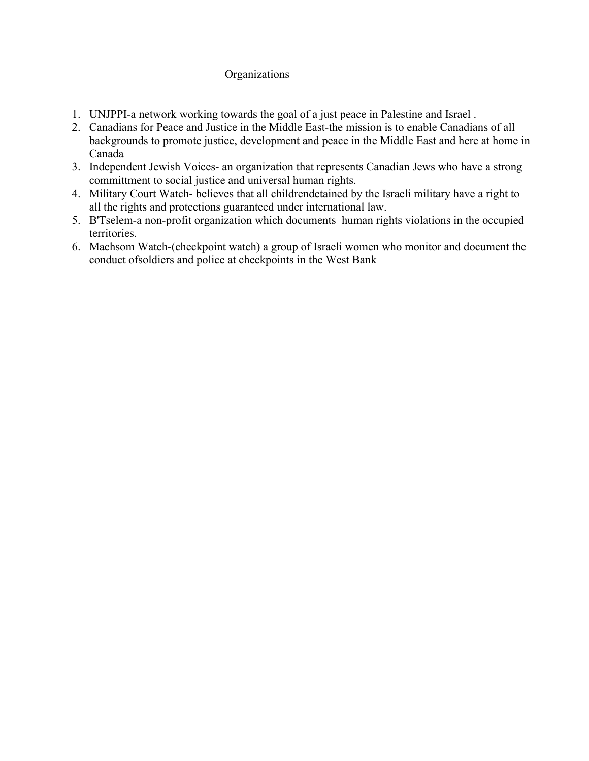# Organizations

1. UNJPPI-a network working towards the goal of a just peace in Palestine and Israel .
2. Canadians for Peace and Justice in the Middle East-the mission is to enable Canadians of all backgrounds to promote justice, development and peace in the Middle East and here at home in Canada
3. Independent Jewish Voices- an organization that represents Canadian Jews who have a strong committtment to social justice and universal human rights.
4. Military Court Watch- believes that all childrendetained by the Israeli military have a right to all the rights and protections guaranteed under international law.
5. B'Tselem-a non-profit organization which documents human rights violations in the occupied territories.
6. Machsom Watch-(checkpoint watch) a group of Israeli women who monitor and document the conduct ofsoldiers and police at checkpoints in the West Bank